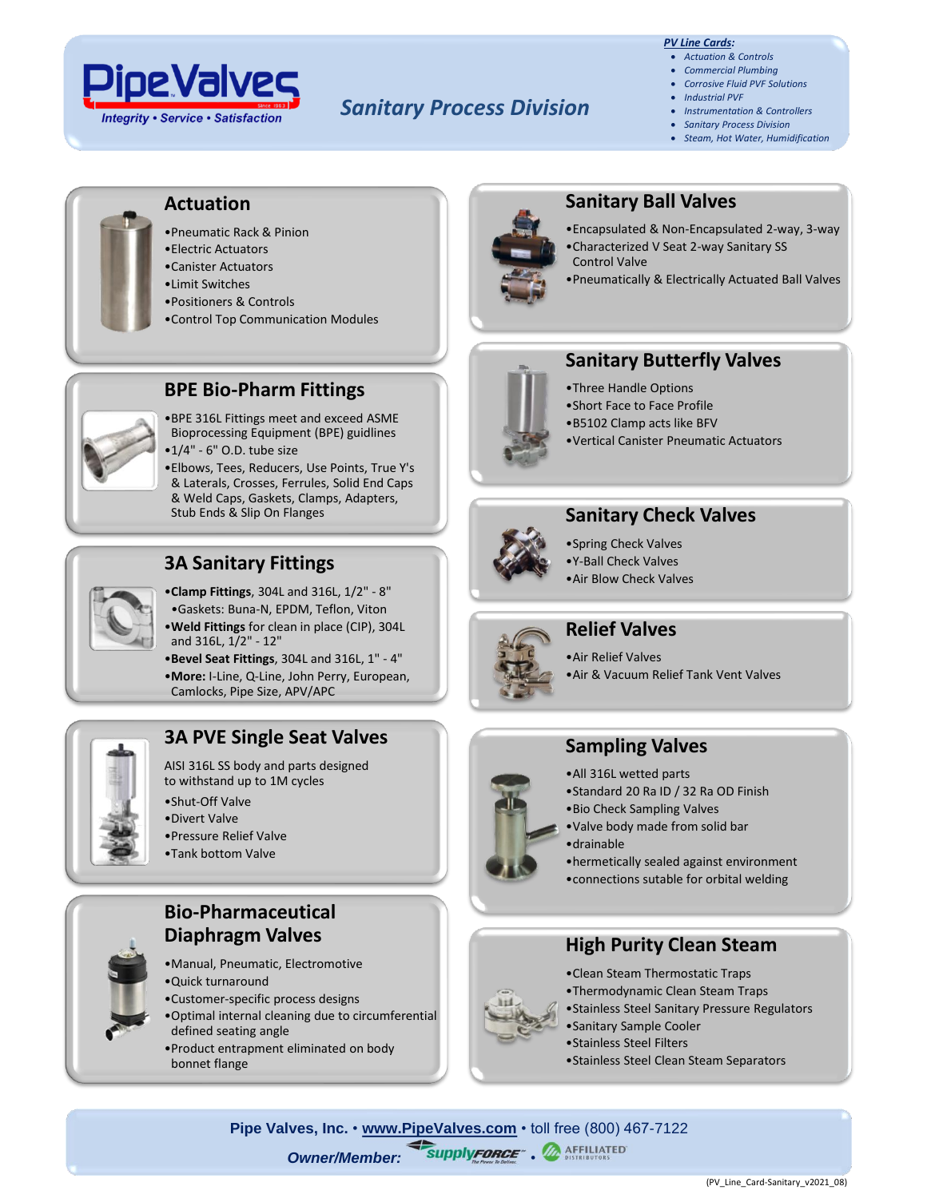# PipeValves

Integrity • Service • Satisfaction

## Sanitary Process Division

**PV Line Cards:**

- Actuation & Controls
- Commercial Plumbing
- Corrosive Fluid PVF Solutions
- Industrial PVF
- Instrumentation & Controllers
- Sanitary Process Division
- Steam, Hot Water, Humidification

### Actuation

- Pneumatic Rack & Pinion
- Electric Actuators
- Canister Actuators
- Limit Switches
- Positioners & Controls
- Control Top Communication Modules

### BPE Bio-Pharm Fittings

- BPE 316L Fittings meet and exceed ASME Bioprocessing Equipment (BPE) guidlines
- 1/4" - 6" O.D. tube size
- Elbows, Tees, Reducers, Use Points, True Y's & Laterals, Crosses, Ferrules, Solid End Caps & Weld Caps, Gaskets, Clamps, Adapters, Stub Ends & Slip On Flanges

### 3A Sanitary Fittings

- **Clamp Fittings**, 304L and 316L, 1/2" - 8"
  - Gaskets: Buna-N, EPDM, Teflon, Viton
- **Weld Fittings** for clean in place (CIP), 304L and 316L, 1/2" - 12"
- **Bevel Seat Fittings**, 304L and 316L, 1" - 4"
- **More:** I-Line, Q-Line, John Perry, European, Camlocks, Pipe Size, APV/APC

### 3A PVE Single Seat Valves

AISI 316L SS body and parts designed to withstand up to 1M cycles

- Shut-Off Valve
- Divert Valve
- Pressure Relief Valve
- Tank bottom Valve

### Bio-Pharmaceutical Diaphragm Valves

- Manual, Pneumatic, Electromotive
- Quick turnaround
- Customer-specific process designs
- Optimal internal cleaning due to circumferential defined seating angle
- Product entrapment eliminated on body bonnet flange

### Sanitary Ball Valves

- Encapsulated & Non-Encapsulated 2-way, 3-way
- Characterized V Seat 2-way Sanitary SS Control Valve
- Pneumatically & Electrically Actuated Ball Valves

### Sanitary Butterfly Valves

- Three Handle Options
- Short Face to Face Profile
- B5102 Clamp acts like BFV
- Vertical Canister Pneumatic Actuators

### Sanitary Check Valves

- Spring Check Valves
- Y-Ball Check Valves
- Air Blow Check Valves

### Relief Valves

- Air Relief Valves
- Air & Vacuum Relief Tank Vent Valves

### Sampling Valves

- All 316L wetted parts
- Standard 20 Ra ID / 32 Ra OD Finish
- Bio Check Sampling Valves
- Valve body made from solid bar
- drainable
- hermetically sealed against environment
- connections sutable for orbital welding

### High Purity Clean Steam

- Clean Steam Thermostatic Traps
- Thermodynamic Clean Steam Traps
- Stainless Steel Sanitary Pressure Regulators
- Sanitary Sample Cooler
- Stainless Steel Filters
- Stainless Steel Clean Steam Separators

Pipe Valves, Inc. • www.PipeValves.com • toll free (800) 467-7122

*Owner/Member:* SupplyFORCE • AFFILIATED DISTRIBUTORS

(PV_Line_Card-Sanitary_v2021_08)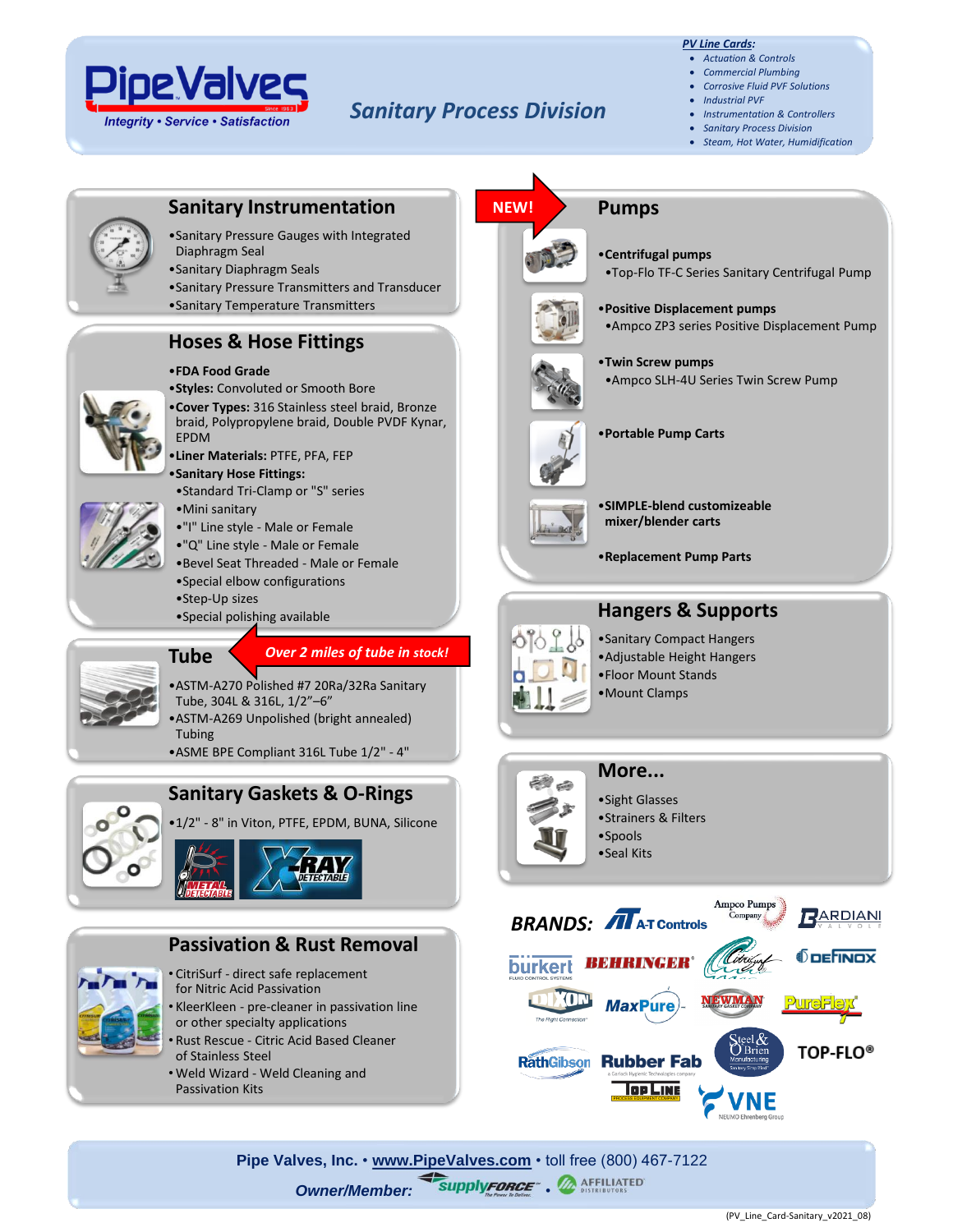# PipeValves

Integrity • Service • Satisfaction

## Sanitary Process Division

**PV Line Cards:**

- Actuation & Controls
- Commercial Plumbing
- Corrosive Fluid PVF Solutions
- Industrial PVF
- Instrumentation & Controllers
- Sanitary Process Division
- Steam, Hot Water, Humidification

## Sanitary Instrumentation

- Sanitary Pressure Gauges with Integrated Diaphragm Seal
- Sanitary Diaphragm Seals
- Sanitary Pressure Transmitters and Transducer
- Sanitary Temperature Transmitters

## Hoses & Hose Fittings

- **FDA Food Grade**
- **Styles:** Convoluted or Smooth Bore
- **Cover Types:** 316 Stainless steel braid, Bronze braid, Polypropylene braid, Double PVDF Kynar, EPDM
- **Liner Materials:** PTFE, PFA, FEP
- **Sanitary Hose Fittings:**
  - Standard Tri-Clamp or "S" series
  - Mini sanitary
  - "I" Line style - Male or Female
  - "Q" Line style - Male or Female
  - Bevel Seat Threaded - Male or Female
  - Special elbow configurations
  - Step-Up sizes
  - Special polishing available

## Tube

*Over 2 miles of tube in stock!*

- ASTM-A270 Polished #7 20Ra/32Ra Sanitary Tube, 304L & 316L, 1/2"–6"
- ASTM-A269 Unpolished (bright annealed) Tubing
- ASME BPE Compliant 316L Tube 1/2" - 4"

## Sanitary Gaskets & O-Rings

- 1/2" - 8" in Viton, PTFE, EPDM, BUNA, Silicone

METAL DETECTABLE

X-RAY DETECTABLE

## Passivation & Rust Removal

- CitriSurf - direct safe replacement for Nitric Acid Passivation
- KleerKleen - pre-cleaner in passivation line or other specialty applications
- Rust Rescue - Citric Acid Based Cleaner of Stainless Steel
- Weld Wizard - Weld Cleaning and Passivation Kits

## Pumps

NEW!

- **Centrifugal pumps**
  - Top-Flo TF-C Series Sanitary Centrifugal Pump
- **Positive Displacement pumps**
  - Ampco ZP3 series Positive Displacement Pump
- **Twin Screw pumps**
  - Ampco SLH-4U Series Twin Screw Pump
- **Portable Pump Carts**
- **SIMPLE-blend customizeable mixer/blender carts**
- **Replacement Pump Parts**

## Hangers & Supports

- Sanitary Compact Hangers
- Adjustable Height Hangers
- Floor Mount Stands
- Mount Clamps

## More...

- Sight Glasses
- Strainers & Filters
- Spools
- Seal Kits

**BRANDS:** A-T Controls, Ampco Pumps Company, Bardiani Valvole, burkert, Behringer, CitriSurf, Definox, Dixon, MaxPure, Newman Sanitary Gasket Company, PureFlex, RathGibson, Rubber Fab, Steel & O'Brien Manufacturing, TOP-FLO®, Top Line, VNE

Pipe Valves, Inc. • www.PipeValves.com • toll free (800) 467-7122

*Owner/Member:* SupplyForce • Affiliated Distributors

(PV_Line_Card-Sanitary_v2021_08)